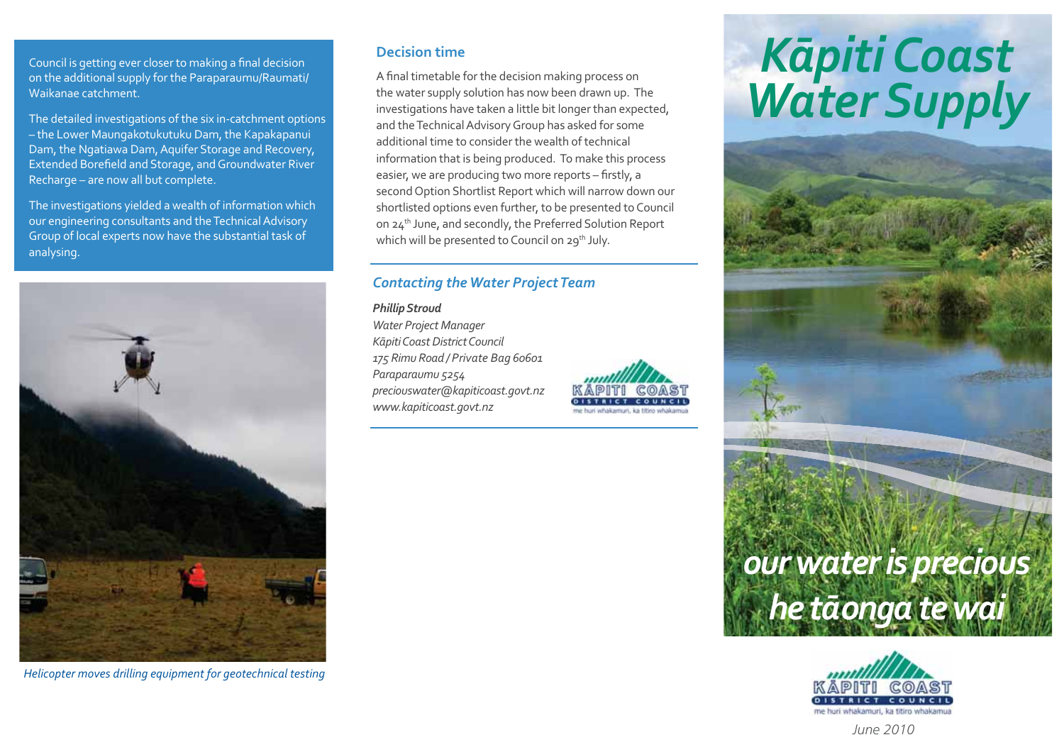Council is getting ever closer to making a final decision on the additional supply for the Paraparaumu/Raumati/ Waikanae catchment.

The detailed investigations of the six in-catchment options – the Lower Maungakotukutuku Dam, the Kapakapanui Dam, the Ngatiawa Dam, Aquifer Storage and Recovery, Extended Borefield and Storage, and Groundwater River Recharge – are now all but complete.

The investigations yielded a wealth of information which our engineering consultants and the Technical Advisory Group of local experts now have the substantial task of analysing.

*Helicopter moves drilling equipment for geotechnical testing*

## Decision time

A final timetable for the decision making process on the water supply solution has now been drawn up. The investigations have taken a little bit longer than expected, and the Technical Advisory Group has asked for some additional time to consider the wealth of technical information that is being produced. To make this process easier, we are producing two more reports – firstly, a second Option Shortlist Report which will narrow down our shortlisted options even further, to be presented to Council on 24th June, and secondly, the Preferred Solution Report which will be presented to Council on 29th July.

### *Contacting the Water Project Team*

***Phillip Stroud***
*Water Project Manager*
*Kāpiti Coast District Council*
*175 Rimu Road / Private Bag 60601*
*Paraparaumu 5254*
*preciouswater@kapiticoast.govt.nz*
*www.kapiticoast.govt.nz*

KĀPITI COAST DISTRICT COUNCIL
me huri whakamuri, ka titiro whakamua

# *Kāpiti Coast Water Supply*

***our water is precious***
***he tāonga te wai***

KĀPITI COAST DISTRICT COUNCIL
me huri whakamuri, ka titiro whakamua

*June 2010*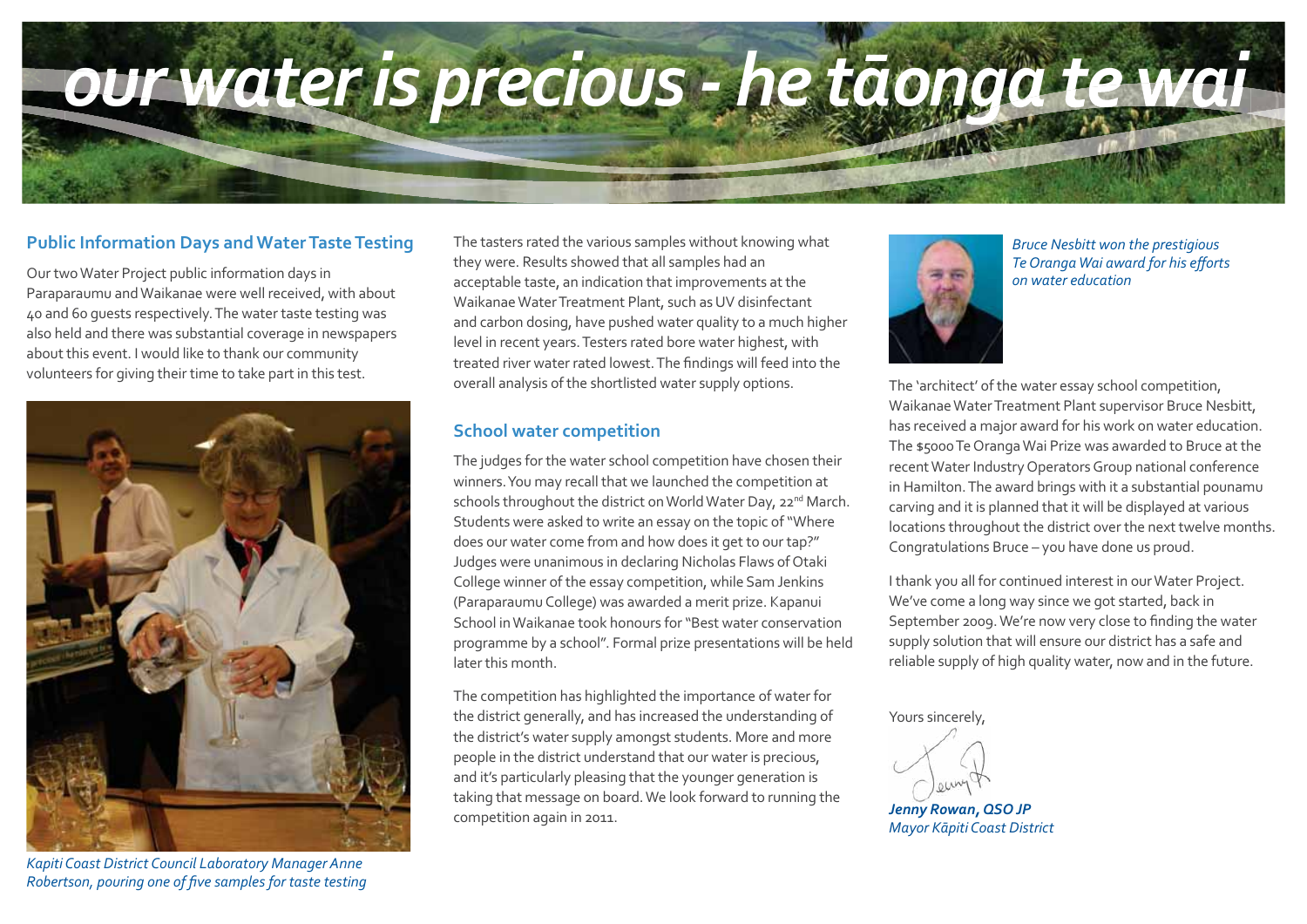# our water is precious - he tāonga te wai

## Public Information Days and Water Taste Testing

Our two Water Project public information days in Paraparaumu and Waikanae were well received, with about 40 and 60 guests respectively. The water taste testing was also held and there was substantial coverage in newspapers about this event. I would like to thank our community volunteers for giving their time to take part in this test.

*Kapiti Coast District Council Laboratory Manager Anne Robertson, pouring one of five samples for taste testing*

The tasters rated the various samples without knowing what they were. Results showed that all samples had an acceptable taste, an indication that improvements at the Waikanae Water Treatment Plant, such as UV disinfectant and carbon dosing, have pushed water quality to a much higher level in recent years. Testers rated bore water highest, with treated river water rated lowest. The findings will feed into the overall analysis of the shortlisted water supply options.

## School water competition

The judges for the water school competition have chosen their winners. You may recall that we launched the competition at schools throughout the district on World Water Day, 22nd March. Students were asked to write an essay on the topic of "Where does our water come from and how does it get to our tap?" Judges were unanimous in declaring Nicholas Flaws of Otaki College winner of the essay competition, while Sam Jenkins (Paraparaumu College) was awarded a merit prize. Kapanui School in Waikanae took honours for "Best water conservation programme by a school". Formal prize presentations will be held later this month.

The competition has highlighted the importance of water for the district generally, and has increased the understanding of the district's water supply amongst students. More and more people in the district understand that our water is precious, and it's particularly pleasing that the younger generation is taking that message on board. We look forward to running the competition again in 2011.

*Bruce Nesbitt won the prestigious Te Oranga Wai award for his efforts on water education*

The 'architect' of the water essay school competition, Waikanae Water Treatment Plant supervisor Bruce Nesbitt, has received a major award for his work on water education. The $5000 Te Oranga Wai Prize was awarded to Bruce at the recent Water Industry Operators Group national conference in Hamilton. The award brings with it a substantial pounamu carving and it is planned that it will be displayed at various locations throughout the district over the next twelve months. Congratulations Bruce – you have done us proud.

I thank you all for continued interest in our Water Project. We've come a long way since we got started, back in September 2009. We're now very close to finding the water supply solution that will ensure our district has a safe and reliable supply of high quality water, now and in the future.

Yours sincerely,

***Jenny Rowan, QSO JP***
*Mayor Kāpiti Coast District*